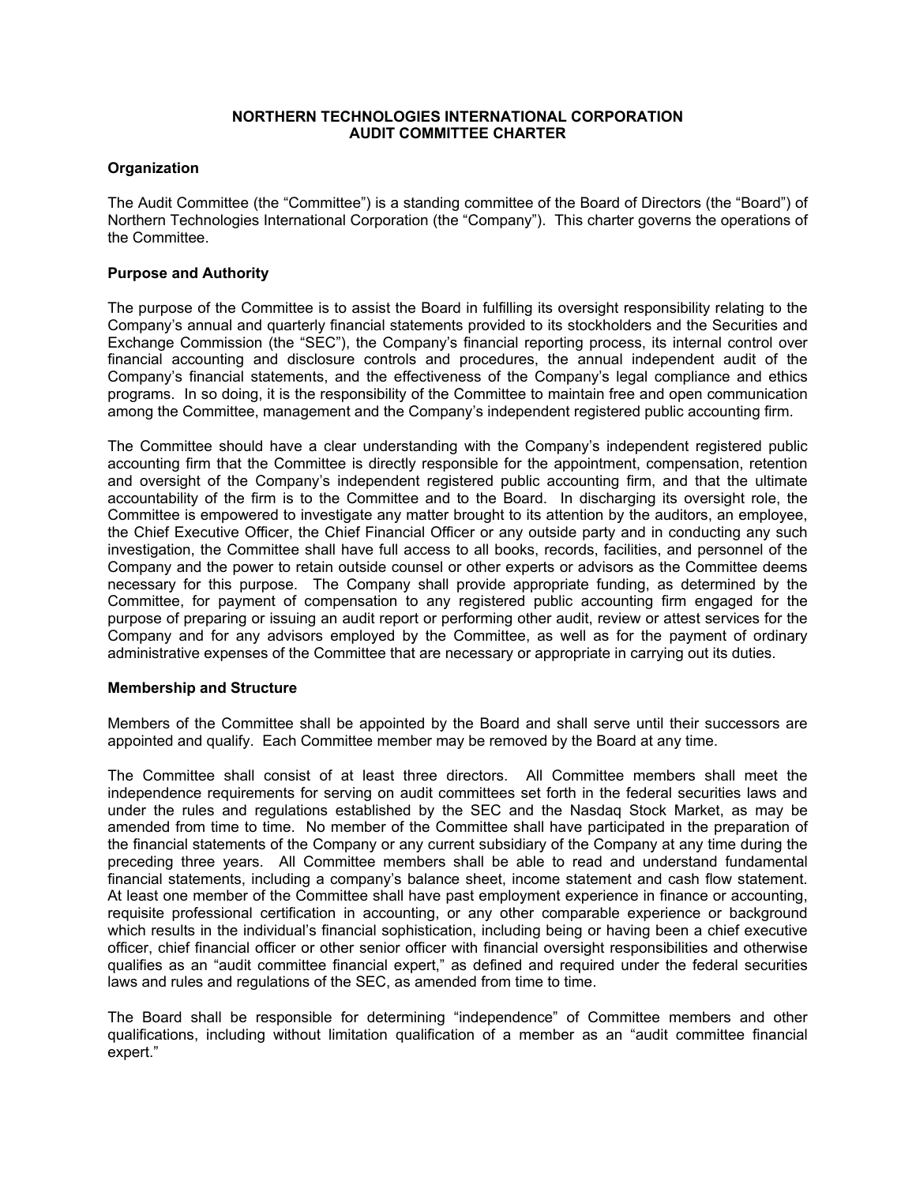# NORTHERN TECHNOLOGIES INTERNATIONAL CORPORATION
# AUDIT COMMITTEE CHARTER

## Organization

The Audit Committee (the "Committee") is a standing committee of the Board of Directors (the "Board") of Northern Technologies International Corporation (the "Company"). This charter governs the operations of the Committee.

## Purpose and Authority

The purpose of the Committee is to assist the Board in fulfilling its oversight responsibility relating to the Company's annual and quarterly financial statements provided to its stockholders and the Securities and Exchange Commission (the "SEC"), the Company's financial reporting process, its internal control over financial accounting and disclosure controls and procedures, the annual independent audit of the Company's financial statements, and the effectiveness of the Company's legal compliance and ethics programs. In so doing, it is the responsibility of the Committee to maintain free and open communication among the Committee, management and the Company's independent registered public accounting firm.

The Committee should have a clear understanding with the Company's independent registered public accounting firm that the Committee is directly responsible for the appointment, compensation, retention and oversight of the Company's independent registered public accounting firm, and that the ultimate accountability of the firm is to the Committee and to the Board. In discharging its oversight role, the Committee is empowered to investigate any matter brought to its attention by the auditors, an employee, the Chief Executive Officer, the Chief Financial Officer or any outside party and in conducting any such investigation, the Committee shall have full access to all books, records, facilities, and personnel of the Company and the power to retain outside counsel or other experts or advisors as the Committee deems necessary for this purpose. The Company shall provide appropriate funding, as determined by the Committee, for payment of compensation to any registered public accounting firm engaged for the purpose of preparing or issuing an audit report or performing other audit, review or attest services for the Company and for any advisors employed by the Committee, as well as for the payment of ordinary administrative expenses of the Committee that are necessary or appropriate in carrying out its duties.

## Membership and Structure

Members of the Committee shall be appointed by the Board and shall serve until their successors are appointed and qualify. Each Committee member may be removed by the Board at any time.

The Committee shall consist of at least three directors. All Committee members shall meet the independence requirements for serving on audit committees set forth in the federal securities laws and under the rules and regulations established by the SEC and the Nasdaq Stock Market, as may be amended from time to time. No member of the Committee shall have participated in the preparation of the financial statements of the Company or any current subsidiary of the Company at any time during the preceding three years. All Committee members shall be able to read and understand fundamental financial statements, including a company's balance sheet, income statement and cash flow statement. At least one member of the Committee shall have past employment experience in finance or accounting, requisite professional certification in accounting, or any other comparable experience or background which results in the individual's financial sophistication, including being or having been a chief executive officer, chief financial officer or other senior officer with financial oversight responsibilities and otherwise qualifies as an "audit committee financial expert," as defined and required under the federal securities laws and rules and regulations of the SEC, as amended from time to time.

The Board shall be responsible for determining "independence" of Committee members and other qualifications, including without limitation qualification of a member as an "audit committee financial expert."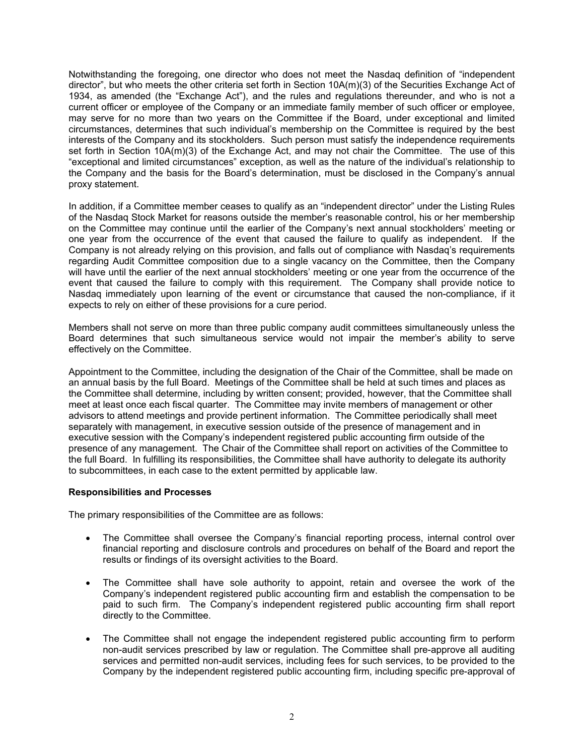Notwithstanding the foregoing, one director who does not meet the Nasdaq definition of "independent director", but who meets the other criteria set forth in Section 10A(m)(3) of the Securities Exchange Act of 1934, as amended (the "Exchange Act"), and the rules and regulations thereunder, and who is not a current officer or employee of the Company or an immediate family member of such officer or employee, may serve for no more than two years on the Committee if the Board, under exceptional and limited circumstances, determines that such individual's membership on the Committee is required by the best interests of the Company and its stockholders. Such person must satisfy the independence requirements set forth in Section 10A(m)(3) of the Exchange Act, and may not chair the Committee. The use of this "exceptional and limited circumstances" exception, as well as the nature of the individual's relationship to the Company and the basis for the Board's determination, must be disclosed in the Company's annual proxy statement.

In addition, if a Committee member ceases to qualify as an "independent director" under the Listing Rules of the Nasdaq Stock Market for reasons outside the member's reasonable control, his or her membership on the Committee may continue until the earlier of the Company's next annual stockholders' meeting or one year from the occurrence of the event that caused the failure to qualify as independent. If the Company is not already relying on this provision, and falls out of compliance with Nasdaq's requirements regarding Audit Committee composition due to a single vacancy on the Committee, then the Company will have until the earlier of the next annual stockholders' meeting or one year from the occurrence of the event that caused the failure to comply with this requirement. The Company shall provide notice to Nasdaq immediately upon learning of the event or circumstance that caused the non-compliance, if it expects to rely on either of these provisions for a cure period.

Members shall not serve on more than three public company audit committees simultaneously unless the Board determines that such simultaneous service would not impair the member's ability to serve effectively on the Committee.

Appointment to the Committee, including the designation of the Chair of the Committee, shall be made on an annual basis by the full Board. Meetings of the Committee shall be held at such times and places as the Committee shall determine, including by written consent; provided, however, that the Committee shall meet at least once each fiscal quarter. The Committee may invite members of management or other advisors to attend meetings and provide pertinent information. The Committee periodically shall meet separately with management, in executive session outside of the presence of management and in executive session with the Company's independent registered public accounting firm outside of the presence of any management. The Chair of the Committee shall report on activities of the Committee to the full Board. In fulfilling its responsibilities, the Committee shall have authority to delegate its authority to subcommittees, in each case to the extent permitted by applicable law.

**Responsibilities and Processes**

The primary responsibilities of the Committee are as follows:

- The Committee shall oversee the Company's financial reporting process, internal control over financial reporting and disclosure controls and procedures on behalf of the Board and report the results or findings of its oversight activities to the Board.

- The Committee shall have sole authority to appoint, retain and oversee the work of the Company's independent registered public accounting firm and establish the compensation to be paid to such firm. The Company's independent registered public accounting firm shall report directly to the Committee.

- The Committee shall not engage the independent registered public accounting firm to perform non-audit services prescribed by law or regulation. The Committee shall pre-approve all auditing services and permitted non-audit services, including fees for such services, to be provided to the Company by the independent registered public accounting firm, including specific pre-approval of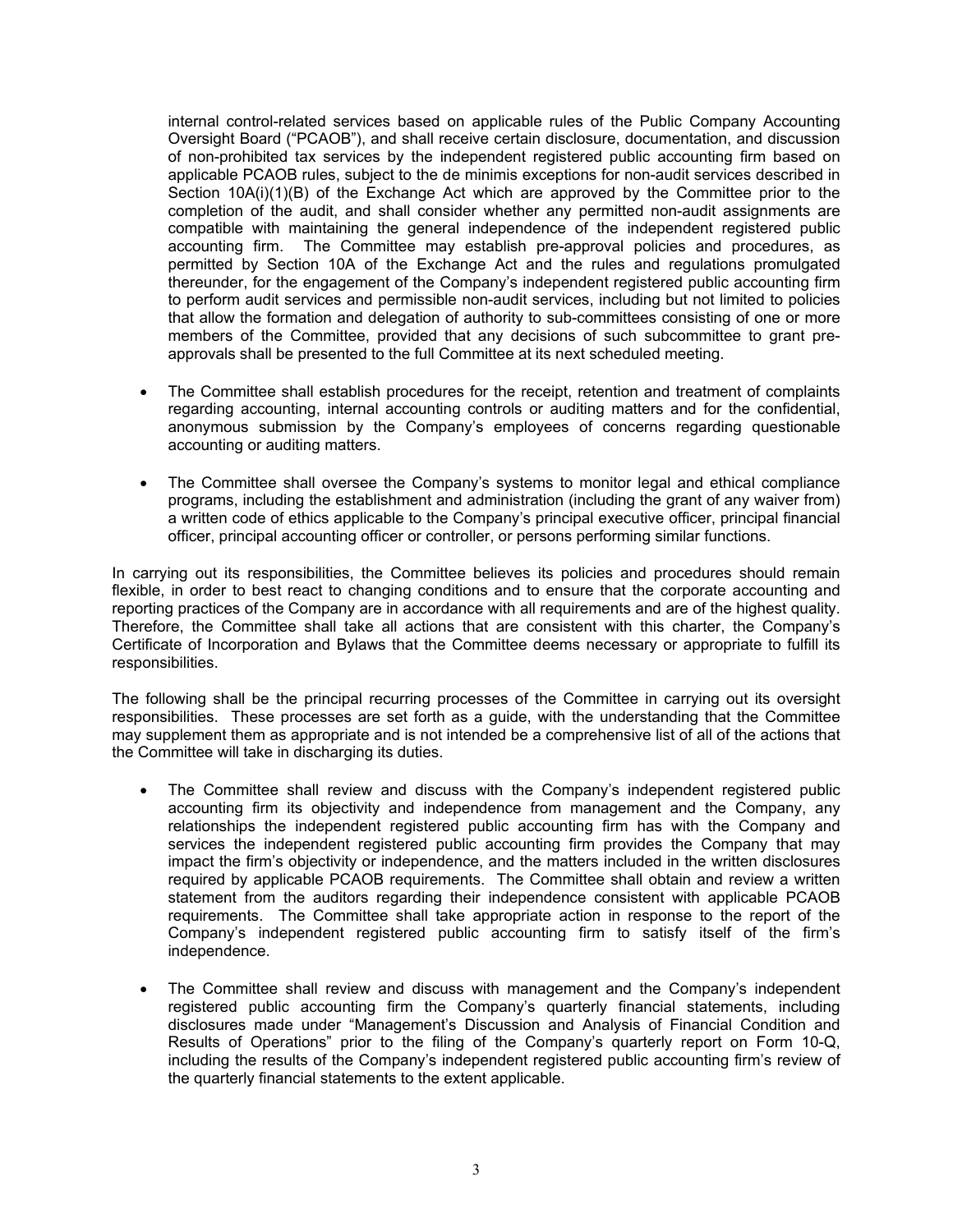internal control-related services based on applicable rules of the Public Company Accounting Oversight Board ("PCAOB"), and shall receive certain disclosure, documentation, and discussion of non-prohibited tax services by the independent registered public accounting firm based on applicable PCAOB rules, subject to the de minimis exceptions for non-audit services described in Section 10A(i)(1)(B) of the Exchange Act which are approved by the Committee prior to the completion of the audit, and shall consider whether any permitted non-audit assignments are compatible with maintaining the general independence of the independent registered public accounting firm. The Committee may establish pre-approval policies and procedures, as permitted by Section 10A of the Exchange Act and the rules and regulations promulgated thereunder, for the engagement of the Company's independent registered public accounting firm to perform audit services and permissible non-audit services, including but not limited to policies that allow the formation and delegation of authority to sub-committees consisting of one or more members of the Committee, provided that any decisions of such subcommittee to grant pre-approvals shall be presented to the full Committee at its next scheduled meeting.

- The Committee shall establish procedures for the receipt, retention and treatment of complaints regarding accounting, internal accounting controls or auditing matters and for the confidential, anonymous submission by the Company's employees of concerns regarding questionable accounting or auditing matters.
- The Committee shall oversee the Company's systems to monitor legal and ethical compliance programs, including the establishment and administration (including the grant of any waiver from) a written code of ethics applicable to the Company's principal executive officer, principal financial officer, principal accounting officer or controller, or persons performing similar functions.

In carrying out its responsibilities, the Committee believes its policies and procedures should remain flexible, in order to best react to changing conditions and to ensure that the corporate accounting and reporting practices of the Company are in accordance with all requirements and are of the highest quality. Therefore, the Committee shall take all actions that are consistent with this charter, the Company's Certificate of Incorporation and Bylaws that the Committee deems necessary or appropriate to fulfill its responsibilities.

The following shall be the principal recurring processes of the Committee in carrying out its oversight responsibilities. These processes are set forth as a guide, with the understanding that the Committee may supplement them as appropriate and is not intended be a comprehensive list of all of the actions that the Committee will take in discharging its duties.

- The Committee shall review and discuss with the Company's independent registered public accounting firm its objectivity and independence from management and the Company, any relationships the independent registered public accounting firm has with the Company and services the independent registered public accounting firm provides the Company that may impact the firm's objectivity or independence, and the matters included in the written disclosures required by applicable PCAOB requirements. The Committee shall obtain and review a written statement from the auditors regarding their independence consistent with applicable PCAOB requirements. The Committee shall take appropriate action in response to the report of the Company's independent registered public accounting firm to satisfy itself of the firm's independence.
- The Committee shall review and discuss with management and the Company's independent registered public accounting firm the Company's quarterly financial statements, including disclosures made under "Management's Discussion and Analysis of Financial Condition and Results of Operations" prior to the filing of the Company's quarterly report on Form 10-Q, including the results of the Company's independent registered public accounting firm's review of the quarterly financial statements to the extent applicable.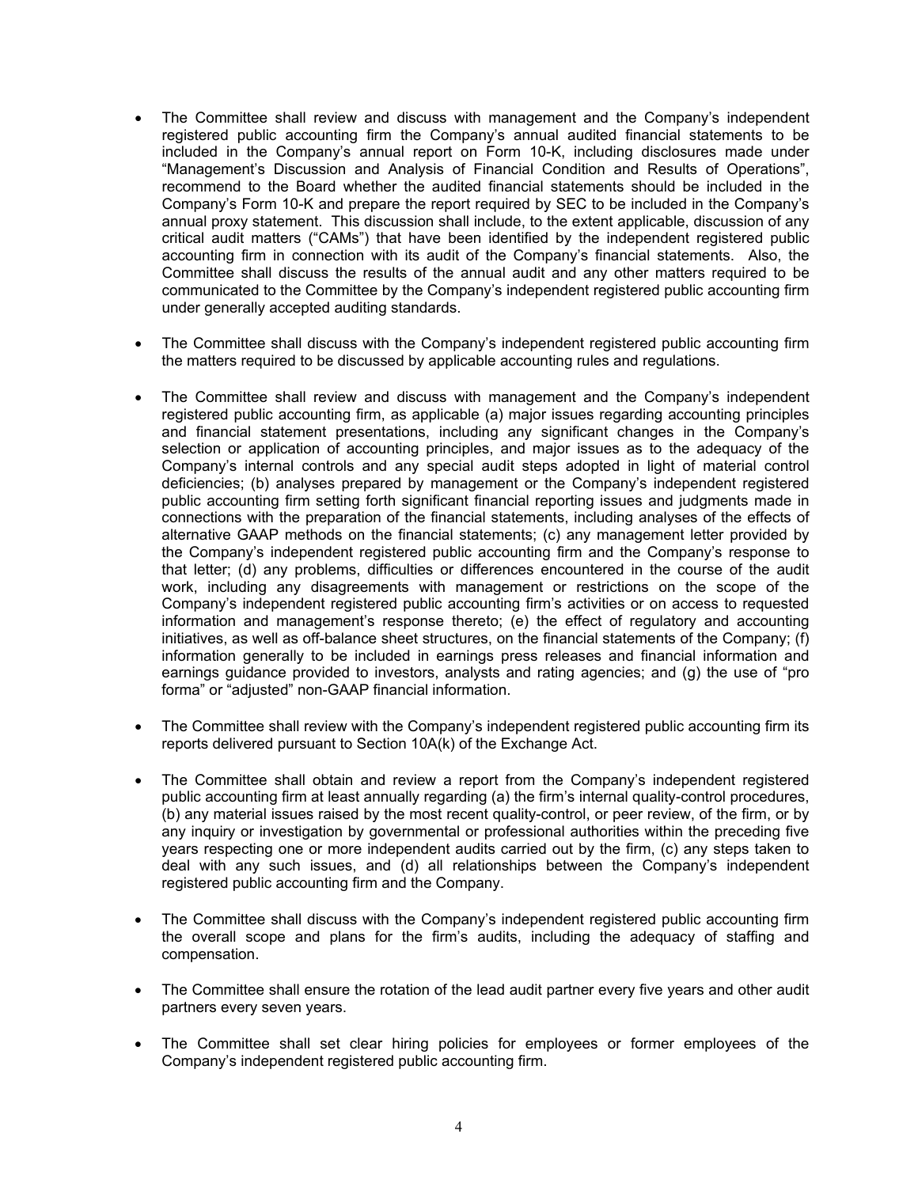- The Committee shall review and discuss with management and the Company's independent registered public accounting firm the Company's annual audited financial statements to be included in the Company's annual report on Form 10-K, including disclosures made under "Management's Discussion and Analysis of Financial Condition and Results of Operations", recommend to the Board whether the audited financial statements should be included in the Company's Form 10-K and prepare the report required by SEC to be included in the Company's annual proxy statement. This discussion shall include, to the extent applicable, discussion of any critical audit matters ("CAMs") that have been identified by the independent registered public accounting firm in connection with its audit of the Company's financial statements. Also, the Committee shall discuss the results of the annual audit and any other matters required to be communicated to the Committee by the Company's independent registered public accounting firm under generally accepted auditing standards.

- The Committee shall discuss with the Company's independent registered public accounting firm the matters required to be discussed by applicable accounting rules and regulations.

- The Committee shall review and discuss with management and the Company's independent registered public accounting firm, as applicable (a) major issues regarding accounting principles and financial statement presentations, including any significant changes in the Company's selection or application of accounting principles, and major issues as to the adequacy of the Company's internal controls and any special audit steps adopted in light of material control deficiencies; (b) analyses prepared by management or the Company's independent registered public accounting firm setting forth significant financial reporting issues and judgments made in connections with the preparation of the financial statements, including analyses of the effects of alternative GAAP methods on the financial statements; (c) any management letter provided by the Company's independent registered public accounting firm and the Company's response to that letter; (d) any problems, difficulties or differences encountered in the course of the audit work, including any disagreements with management or restrictions on the scope of the Company's independent registered public accounting firm's activities or on access to requested information and management's response thereto; (e) the effect of regulatory and accounting initiatives, as well as off-balance sheet structures, on the financial statements of the Company; (f) information generally to be included in earnings press releases and financial information and earnings guidance provided to investors, analysts and rating agencies; and (g) the use of "pro forma" or "adjusted" non-GAAP financial information.

- The Committee shall review with the Company's independent registered public accounting firm its reports delivered pursuant to Section 10A(k) of the Exchange Act.

- The Committee shall obtain and review a report from the Company's independent registered public accounting firm at least annually regarding (a) the firm's internal quality-control procedures, (b) any material issues raised by the most recent quality-control, or peer review, of the firm, or by any inquiry or investigation by governmental or professional authorities within the preceding five years respecting one or more independent audits carried out by the firm, (c) any steps taken to deal with any such issues, and (d) all relationships between the Company's independent registered public accounting firm and the Company.

- The Committee shall discuss with the Company's independent registered public accounting firm the overall scope and plans for the firm's audits, including the adequacy of staffing and compensation.

- The Committee shall ensure the rotation of the lead audit partner every five years and other audit partners every seven years.

- The Committee shall set clear hiring policies for employees or former employees of the Company's independent registered public accounting firm.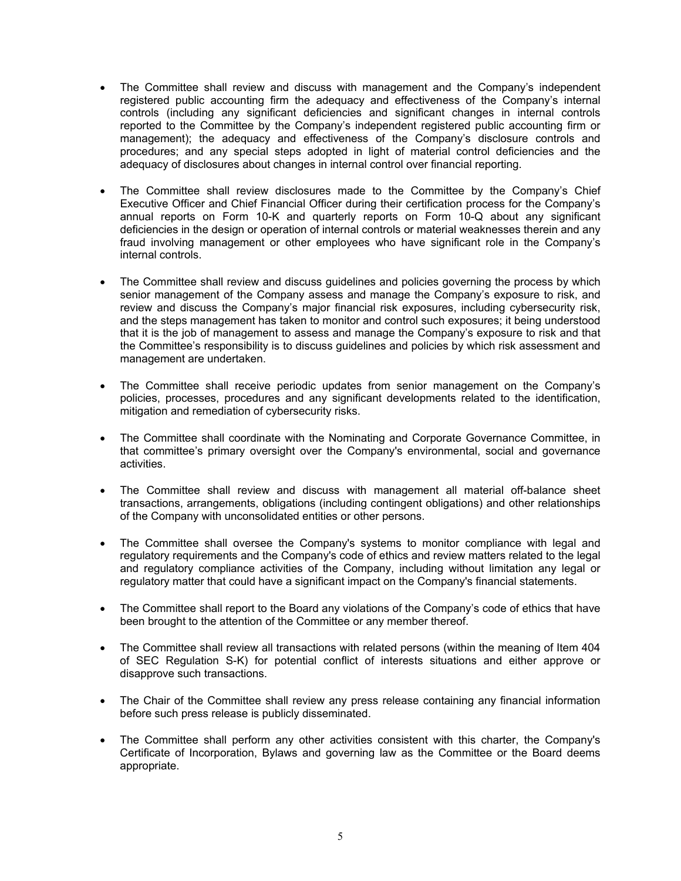- The Committee shall review and discuss with management and the Company's independent registered public accounting firm the adequacy and effectiveness of the Company's internal controls (including any significant deficiencies and significant changes in internal controls reported to the Committee by the Company's independent registered public accounting firm or management); the adequacy and effectiveness of the Company's disclosure controls and procedures; and any special steps adopted in light of material control deficiencies and the adequacy of disclosures about changes in internal control over financial reporting.

- The Committee shall review disclosures made to the Committee by the Company's Chief Executive Officer and Chief Financial Officer during their certification process for the Company's annual reports on Form 10-K and quarterly reports on Form 10-Q about any significant deficiencies in the design or operation of internal controls or material weaknesses therein and any fraud involving management or other employees who have significant role in the Company's internal controls.

- The Committee shall review and discuss guidelines and policies governing the process by which senior management of the Company assess and manage the Company's exposure to risk, and review and discuss the Company's major financial risk exposures, including cybersecurity risk, and the steps management has taken to monitor and control such exposures; it being understood that it is the job of management to assess and manage the Company's exposure to risk and that the Committee's responsibility is to discuss guidelines and policies by which risk assessment and management are undertaken.

- The Committee shall receive periodic updates from senior management on the Company's policies, processes, procedures and any significant developments related to the identification, mitigation and remediation of cybersecurity risks.

- The Committee shall coordinate with the Nominating and Corporate Governance Committee, in that committee's primary oversight over the Company's environmental, social and governance activities.

- The Committee shall review and discuss with management all material off-balance sheet transactions, arrangements, obligations (including contingent obligations) and other relationships of the Company with unconsolidated entities or other persons.

- The Committee shall oversee the Company's systems to monitor compliance with legal and regulatory requirements and the Company's code of ethics and review matters related to the legal and regulatory compliance activities of the Company, including without limitation any legal or regulatory matter that could have a significant impact on the Company's financial statements.

- The Committee shall report to the Board any violations of the Company's code of ethics that have been brought to the attention of the Committee or any member thereof.

- The Committee shall review all transactions with related persons (within the meaning of Item 404 of SEC Regulation S-K) for potential conflict of interests situations and either approve or disapprove such transactions.

- The Chair of the Committee shall review any press release containing any financial information before such press release is publicly disseminated.

- The Committee shall perform any other activities consistent with this charter, the Company's Certificate of Incorporation, Bylaws and governing law as the Committee or the Board deems appropriate.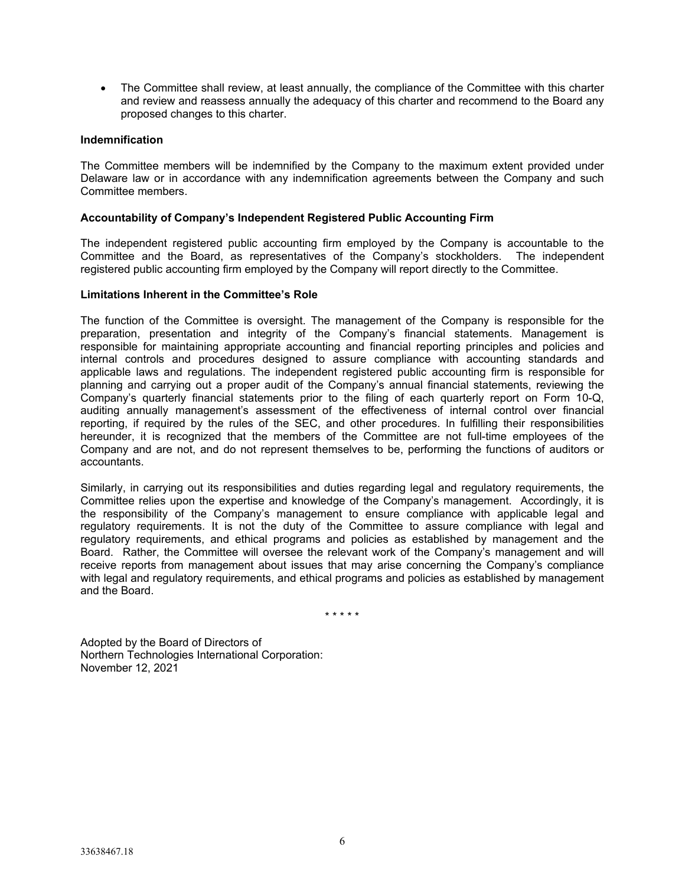- The Committee shall review, at least annually, the compliance of the Committee with this charter and review and reassess annually the adequacy of this charter and recommend to the Board any proposed changes to this charter.

**Indemnification**

The Committee members will be indemnified by the Company to the maximum extent provided under Delaware law or in accordance with any indemnification agreements between the Company and such Committee members.

**Accountability of Company's Independent Registered Public Accounting Firm**

The independent registered public accounting firm employed by the Company is accountable to the Committee and the Board, as representatives of the Company's stockholders. The independent registered public accounting firm employed by the Company will report directly to the Committee.

**Limitations Inherent in the Committee's Role**

The function of the Committee is oversight. The management of the Company is responsible for the preparation, presentation and integrity of the Company's financial statements. Management is responsible for maintaining appropriate accounting and financial reporting principles and policies and internal controls and procedures designed to assure compliance with accounting standards and applicable laws and regulations. The independent registered public accounting firm is responsible for planning and carrying out a proper audit of the Company's annual financial statements, reviewing the Company's quarterly financial statements prior to the filing of each quarterly report on Form 10-Q, auditing annually management's assessment of the effectiveness of internal control over financial reporting, if required by the rules of the SEC, and other procedures. In fulfilling their responsibilities hereunder, it is recognized that the members of the Committee are not full-time employees of the Company and are not, and do not represent themselves to be, performing the functions of auditors or accountants.

Similarly, in carrying out its responsibilities and duties regarding legal and regulatory requirements, the Committee relies upon the expertise and knowledge of the Company's management. Accordingly, it is the responsibility of the Company's management to ensure compliance with applicable legal and regulatory requirements. It is not the duty of the Committee to assure compliance with legal and regulatory requirements, and ethical programs and policies as established by management and the Board. Rather, the Committee will oversee the relevant work of the Company's management and will receive reports from management about issues that may arise concerning the Company's compliance with legal and regulatory requirements, and ethical programs and policies as established by management and the Board.

\* \* \* \* \*

Adopted by the Board of Directors of
Northern Technologies International Corporation:
November 12, 2021